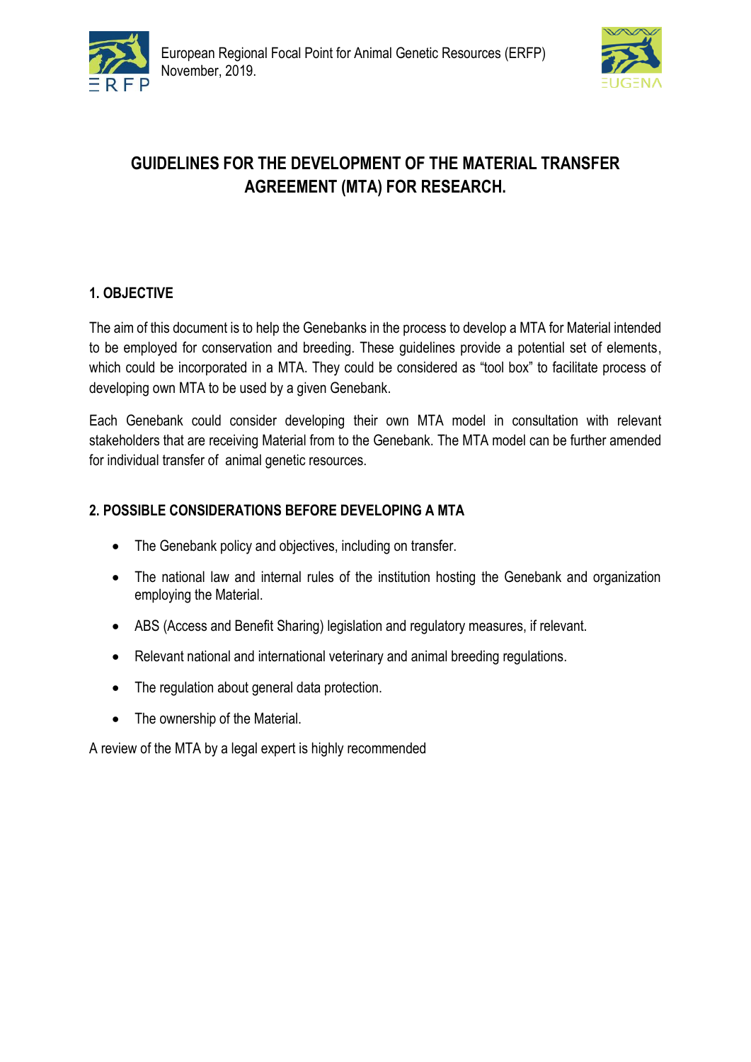European Regional Focal Point for Animal Genetic Resources (ERFP)
November, 2019.

# GUIDELINES FOR THE DEVELOPMENT OF THE MATERIAL TRANSFER AGREEMENT (MTA) FOR RESEARCH.

## 1. OBJECTIVE

The aim of this document is to help the Genebanks in the process to develop a MTA for Material intended to be employed for conservation and breeding. These guidelines provide a potential set of elements, which could be incorporated in a MTA. They could be considered as "tool box" to facilitate process of developing own MTA to be used by a given Genebank.

Each Genebank could consider developing their own MTA model in consultation with relevant stakeholders that are receiving Material from to the Genebank. The MTA model can be further amended for individual transfer of animal genetic resources.

## 2. POSSIBLE CONSIDERATIONS BEFORE DEVELOPING A MTA

- The Genebank policy and objectives, including on transfer.
- The national law and internal rules of the institution hosting the Genebank and organization employing the Material.
- ABS (Access and Benefit Sharing) legislation and regulatory measures, if relevant.
- Relevant national and international veterinary and animal breeding regulations.
- The regulation about general data protection.
- The ownership of the Material.

A review of the MTA by a legal expert is highly recommended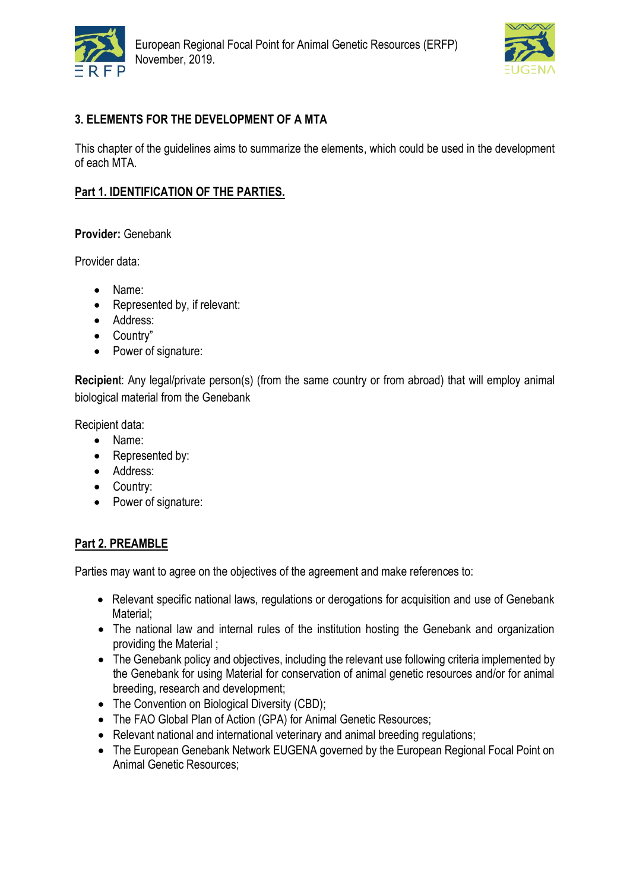## 3. ELEMENTS FOR THE DEVELOPMENT OF A MTA

This chapter of the guidelines aims to summarize the elements, which could be used in the development of each MTA.

### Part 1. IDENTIFICATION OF THE PARTIES.

**Provider:** Genebank

Provider data:

- Name:
- Represented by, if relevant:
- Address:
- Country"
- Power of signature:

**Recipien**t: Any legal/private person(s) (from the same country or from abroad) that will employ animal biological material from the Genebank

Recipient data:

- Name:
- Represented by:
- Address:
- Country:
- Power of signature:

### Part 2. PREAMBLE

Parties may want to agree on the objectives of the agreement and make references to:

- Relevant specific national laws, regulations or derogations for acquisition and use of Genebank Material;
- The national law and internal rules of the institution hosting the Genebank and organization providing the Material ;
- The Genebank policy and objectives, including the relevant use following criteria implemented by the Genebank for using Material for conservation of animal genetic resources and/or for animal breeding, research and development;
- The Convention on Biological Diversity (CBD);
- The FAO Global Plan of Action (GPA) for Animal Genetic Resources;
- Relevant national and international veterinary and animal breeding regulations;
- The European Genebank Network EUGENA governed by the European Regional Focal Point on Animal Genetic Resources;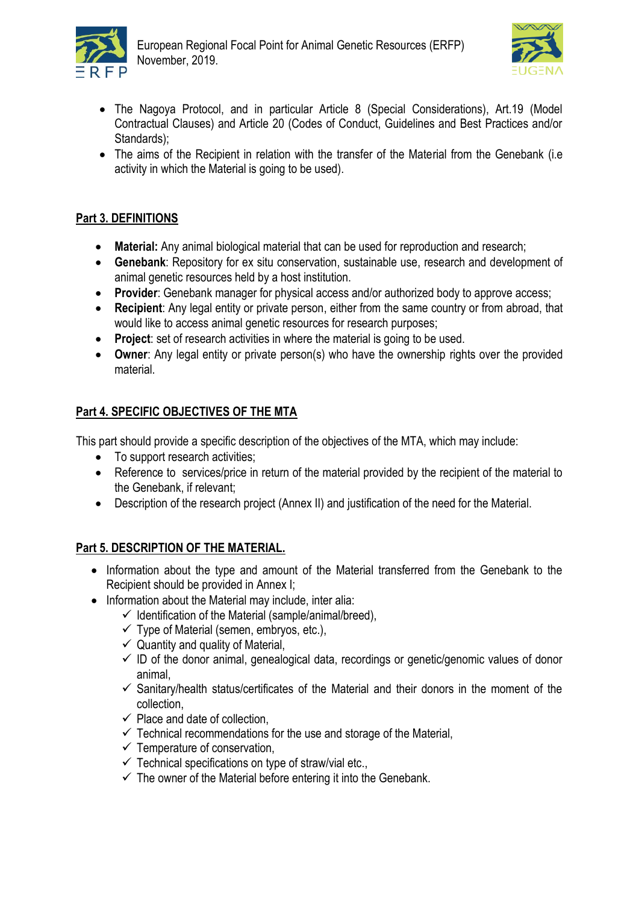- The Nagoya Protocol, and in particular Article 8 (Special Considerations), Art.19 (Model Contractual Clauses) and Article 20 (Codes of Conduct, Guidelines and Best Practices and/or Standards);
- The aims of the Recipient in relation with the transfer of the Material from the Genebank (i.e activity in which the Material is going to be used).

## Part 3. DEFINITIONS

- **Material:** Any animal biological material that can be used for reproduction and research;
- **Genebank**: Repository for ex situ conservation, sustainable use, research and development of animal genetic resources held by a host institution.
- **Provider**: Genebank manager for physical access and/or authorized body to approve access;
- **Recipient**: Any legal entity or private person, either from the same country or from abroad, that would like to access animal genetic resources for research purposes;
- **Project**: set of research activities in where the material is going to be used.
- **Owner**: Any legal entity or private person(s) who have the ownership rights over the provided material.

## Part 4. SPECIFIC OBJECTIVES OF THE MTA

This part should provide a specific description of the objectives of the MTA, which may include:

- To support research activities;
- Reference to services/price in return of the material provided by the recipient of the material to the Genebank, if relevant;
- Description of the research project (Annex II) and justification of the need for the Material.

## Part 5. DESCRIPTION OF THE MATERIAL.

- Information about the type and amount of the Material transferred from the Genebank to the Recipient should be provided in Annex I;
- Information about the Material may include, inter alia:
  - ✓ Identification of the Material (sample/animal/breed),
  - ✓ Type of Material (semen, embryos, etc.),
  - ✓ Quantity and quality of Material,
  - ✓ ID of the donor animal, genealogical data, recordings or genetic/genomic values of donor animal,
  - ✓ Sanitary/health status/certificates of the Material and their donors in the moment of the collection,
  - ✓ Place and date of collection,
  - ✓ Technical recommendations for the use and storage of the Material,
  - ✓ Temperature of conservation,
  - ✓ Technical specifications on type of straw/vial etc.,
  - ✓ The owner of the Material before entering it into the Genebank.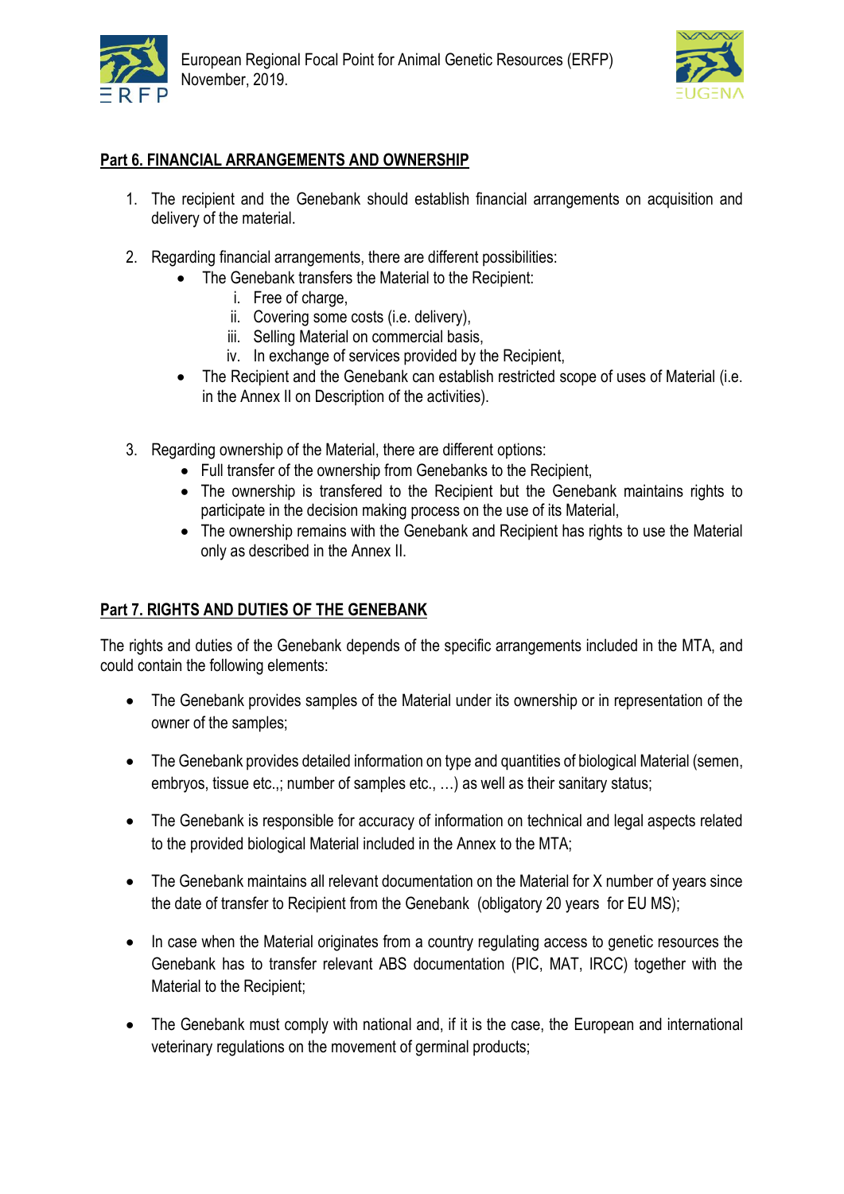## Part 6. FINANCIAL ARRANGEMENTS AND OWNERSHIP

1. The recipient and the Genebank should establish financial arrangements on acquisition and delivery of the material.

2. Regarding financial arrangements, there are different possibilities:
   - The Genebank transfers the Material to the Recipient:
     1. Free of charge,
     2. Covering some costs (i.e. delivery),
     3. Selling Material on commercial basis,
     4. In exchange of services provided by the Recipient,
   - The Recipient and the Genebank can establish restricted scope of uses of Material (i.e. in the Annex II on Description of the activities).

3. Regarding ownership of the Material, there are different options:
   - Full transfer of the ownership from Genebanks to the Recipient,
   - The ownership is transfered to the Recipient but the Genebank maintains rights to participate in the decision making process on the use of its Material,
   - The ownership remains with the Genebank and Recipient has rights to use the Material only as described in the Annex II.

## Part 7. RIGHTS AND DUTIES OF THE GENEBANK

The rights and duties of the Genebank depends of the specific arrangements included in the MTA, and could contain the following elements:

- The Genebank provides samples of the Material under its ownership or in representation of the owner of the samples;

- The Genebank provides detailed information on type and quantities of biological Material (semen, embryos, tissue etc.,; number of samples etc., …) as well as their sanitary status;

- The Genebank is responsible for accuracy of information on technical and legal aspects related to the provided biological Material included in the Annex to the MTA;

- The Genebank maintains all relevant documentation on the Material for X number of years since the date of transfer to Recipient from the Genebank (obligatory 20 years for EU MS);

- In case when the Material originates from a country regulating access to genetic resources the Genebank has to transfer relevant ABS documentation (PIC, MAT, IRCC) together with the Material to the Recipient;

- The Genebank must comply with national and, if it is the case, the European and international veterinary regulations on the movement of germinal products;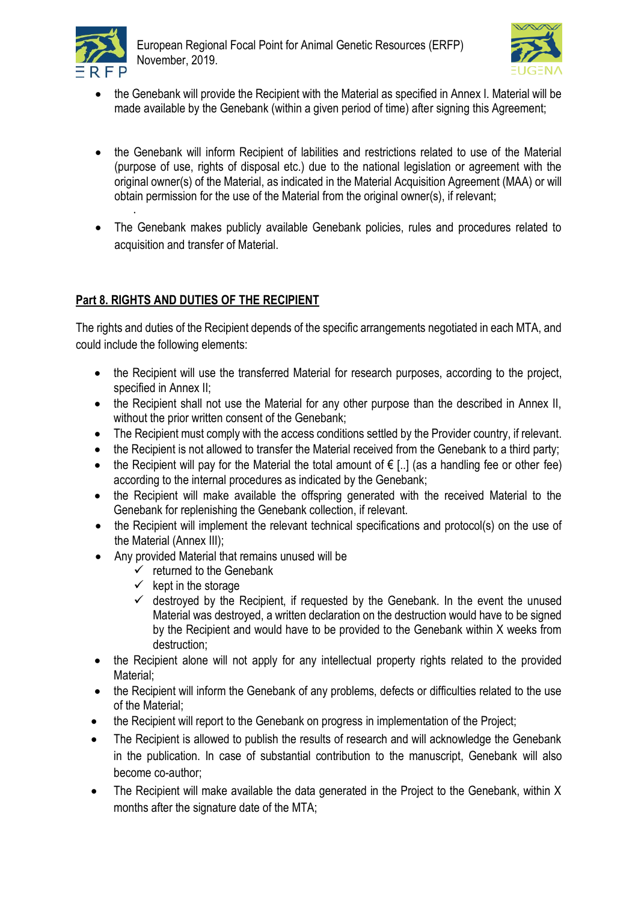- the Genebank will provide the Recipient with the Material as specified in Annex I. Material will be made available by the Genebank (within a given period of time) after signing this Agreement;

- the Genebank will inform Recipient of labilities and restrictions related to use of the Material (purpose of use, rights of disposal etc.) due to the national legislation or agreement with the original owner(s) of the Material, as indicated in the Material Acquisition Agreement (MAA) or will obtain permission for the use of the Material from the original owner(s), if relevant;

- The Genebank makes publicly available Genebank policies, rules and procedures related to acquisition and transfer of Material.

## Part 8. RIGHTS AND DUTIES OF THE RECIPIENT

The rights and duties of the Recipient depends of the specific arrangements negotiated in each MTA, and could include the following elements:

- the Recipient will use the transferred Material for research purposes, according to the project, specified in Annex II;
- the Recipient shall not use the Material for any other purpose than the described in Annex II, without the prior written consent of the Genebank;
- The Recipient must comply with the access conditions settled by the Provider country, if relevant.
- the Recipient is not allowed to transfer the Material received from the Genebank to a third party;
- the Recipient will pay for the Material the total amount of € [..] (as a handling fee or other fee) according to the internal procedures as indicated by the Genebank;
- the Recipient will make available the offspring generated with the received Material to the Genebank for replenishing the Genebank collection, if relevant.
- the Recipient will implement the relevant technical specifications and protocol(s) on the use of the Material (Annex III);
- Any provided Material that remains unused will be
  - ✓ returned to the Genebank
  - ✓ kept in the storage
  - ✓ destroyed by the Recipient, if requested by the Genebank. In the event the unused Material was destroyed, a written declaration on the destruction would have to be signed by the Recipient and would have to be provided to the Genebank within X weeks from destruction;
- the Recipient alone will not apply for any intellectual property rights related to the provided Material;
- the Recipient will inform the Genebank of any problems, defects or difficulties related to the use of the Material;
- the Recipient will report to the Genebank on progress in implementation of the Project;
- The Recipient is allowed to publish the results of research and will acknowledge the Genebank in the publication. In case of substantial contribution to the manuscript, Genebank will also become co-author;
- The Recipient will make available the data generated in the Project to the Genebank, within X months after the signature date of the MTA;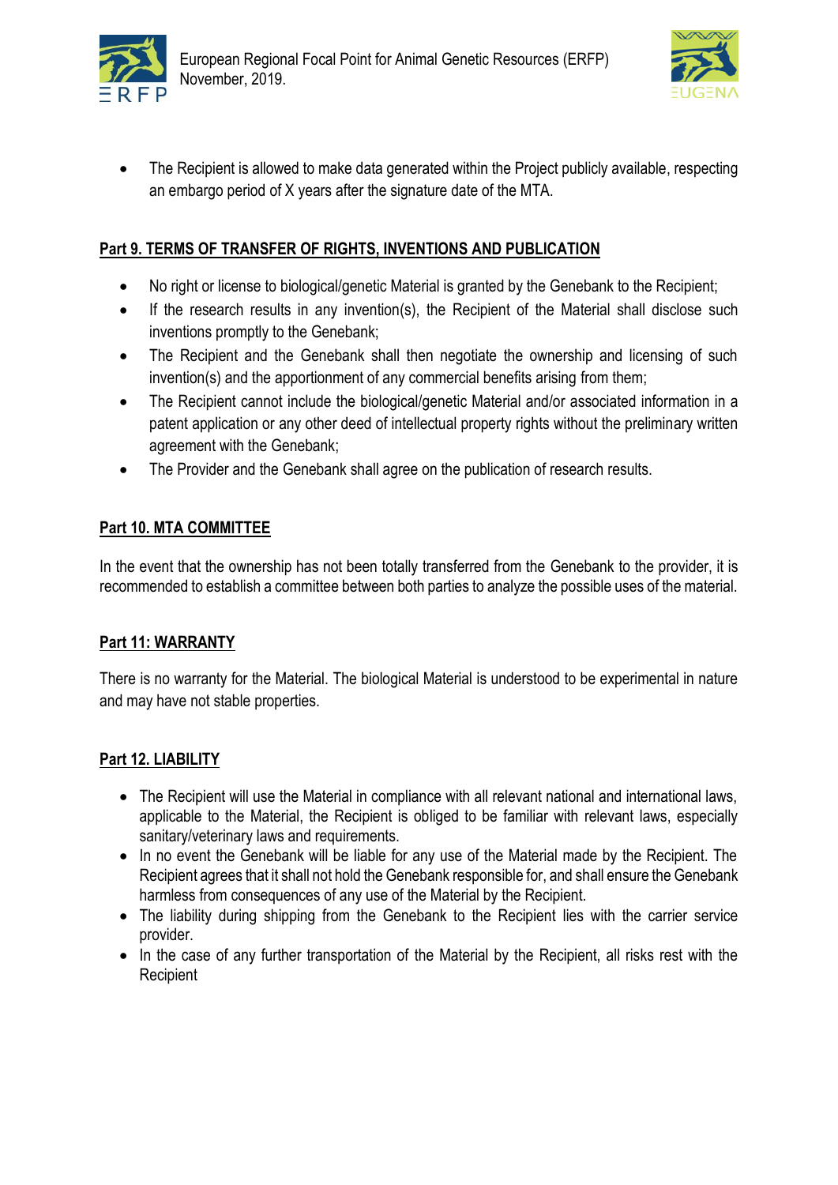- The Recipient is allowed to make data generated within the Project publicly available, respecting an embargo period of X years after the signature date of the MTA.

## Part 9. TERMS OF TRANSFER OF RIGHTS, INVENTIONS AND PUBLICATION

- No right or license to biological/genetic Material is granted by the Genebank to the Recipient;
- If the research results in any invention(s), the Recipient of the Material shall disclose such inventions promptly to the Genebank;
- The Recipient and the Genebank shall then negotiate the ownership and licensing of such invention(s) and the apportionment of any commercial benefits arising from them;
- The Recipient cannot include the biological/genetic Material and/or associated information in a patent application or any other deed of intellectual property rights without the preliminary written agreement with the Genebank;
- The Provider and the Genebank shall agree on the publication of research results.

## Part 10. MTA COMMITTEE

In the event that the ownership has not been totally transferred from the Genebank to the provider, it is recommended to establish a committee between both parties to analyze the possible uses of the material.

## Part 11: WARRANTY

There is no warranty for the Material. The biological Material is understood to be experimental in nature and may have not stable properties.

## Part 12. LIABILITY

- The Recipient will use the Material in compliance with all relevant national and international laws, applicable to the Material, the Recipient is obliged to be familiar with relevant laws, especially sanitary/veterinary laws and requirements.
- In no event the Genebank will be liable for any use of the Material made by the Recipient. The Recipient agrees that it shall not hold the Genebank responsible for, and shall ensure the Genebank harmless from consequences of any use of the Material by the Recipient.
- The liability during shipping from the Genebank to the Recipient lies with the carrier service provider.
- In the case of any further transportation of the Material by the Recipient, all risks rest with the Recipient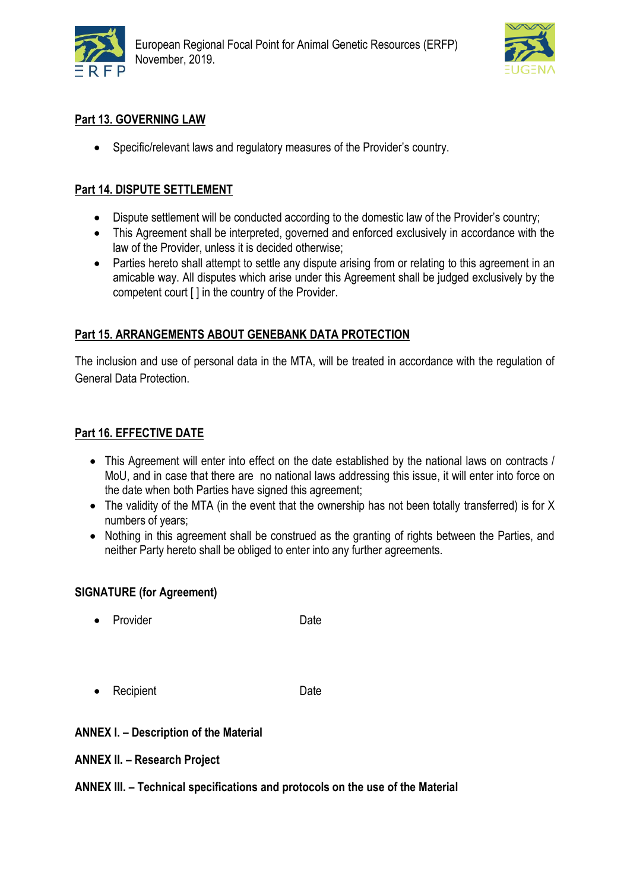## Part 13. GOVERNING LAW

- Specific/relevant laws and regulatory measures of the Provider's country.

## Part 14. DISPUTE SETTLEMENT

- Dispute settlement will be conducted according to the domestic law of the Provider's country;
- This Agreement shall be interpreted, governed and enforced exclusively in accordance with the law of the Provider, unless it is decided otherwise;
- Parties hereto shall attempt to settle any dispute arising from or relating to this agreement in an amicable way. All disputes which arise under this Agreement shall be judged exclusively by the competent court [ ] in the country of the Provider.

## Part 15. ARRANGEMENTS ABOUT GENEBANK DATA PROTECTION

The inclusion and use of personal data in the MTA, will be treated in accordance with the regulation of General Data Protection.

## Part 16. EFFECTIVE DATE

- This Agreement will enter into effect on the date established by the national laws on contracts / MoU, and in case that there are no national laws addressing this issue, it will enter into force on the date when both Parties have signed this agreement;
- The validity of the MTA (in the event that the ownership has not been totally transferred) is for X numbers of years;
- Nothing in this agreement shall be construed as the granting of rights between the Parties, and neither Party hereto shall be obliged to enter into any further agreements.

**SIGNATURE (for Agreement)**

- Provider Date

- Recipient Date

**ANNEX I. – Description of the Material**

**ANNEX II. – Research Project**

**ANNEX III. – Technical specifications and protocols on the use of the Material**